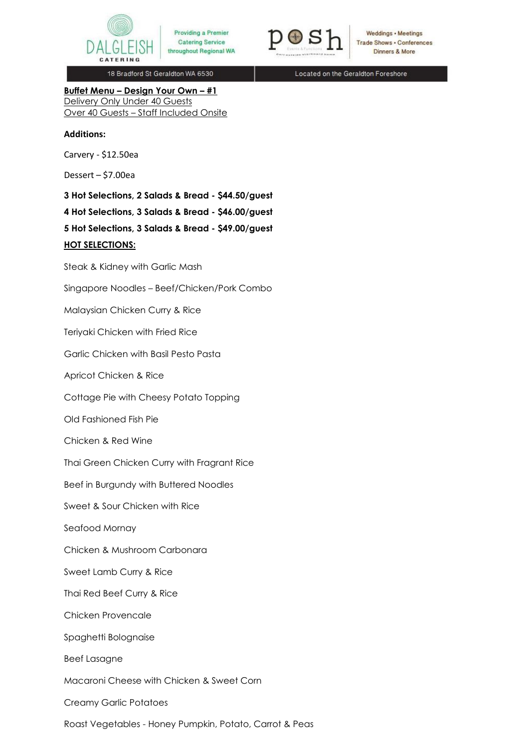Dalgleish Catering — Providing a Premier Catering Service throughout Regional WA — 18 Bradford St Geraldton WA 6530

posh — Weddings • Meetings • Trade Shows • Conferences • Dinners & More — Located on the Geraldton Foreshore

## Buffet Menu – Design Your Own – #1

Delivery Only Under 40 Guests
Over 40 Guests – Staff Included Onsite

**Additions:**

Carvery - $12.50ea

Dessert – $7.00ea

**3 Hot Selections, 2 Salads & Bread - $44.50/guest**

**4 Hot Selections, 3 Salads & Bread - $46.00/guest**

**5 Hot Selections, 3 Salads & Bread - $49.00/guest**

### HOT SELECTIONS:

Steak & Kidney with Garlic Mash

Singapore Noodles – Beef/Chicken/Pork Combo

Malaysian Chicken Curry & Rice

Teriyaki Chicken with Fried Rice

Garlic Chicken with Basil Pesto Pasta

Apricot Chicken & Rice

Cottage Pie with Cheesy Potato Topping

Old Fashioned Fish Pie

Chicken & Red Wine

Thai Green Chicken Curry with Fragrant Rice

Beef in Burgundy with Buttered Noodles

Sweet & Sour Chicken with Rice

Seafood Mornay

Chicken & Mushroom Carbonara

Sweet Lamb Curry & Rice

Thai Red Beef Curry & Rice

Chicken Provencale

Spaghetti Bolognaise

Beef Lasagne

Macaroni Cheese with Chicken & Sweet Corn

Creamy Garlic Potatoes

Roast Vegetables - Honey Pumpkin, Potato, Carrot & Peas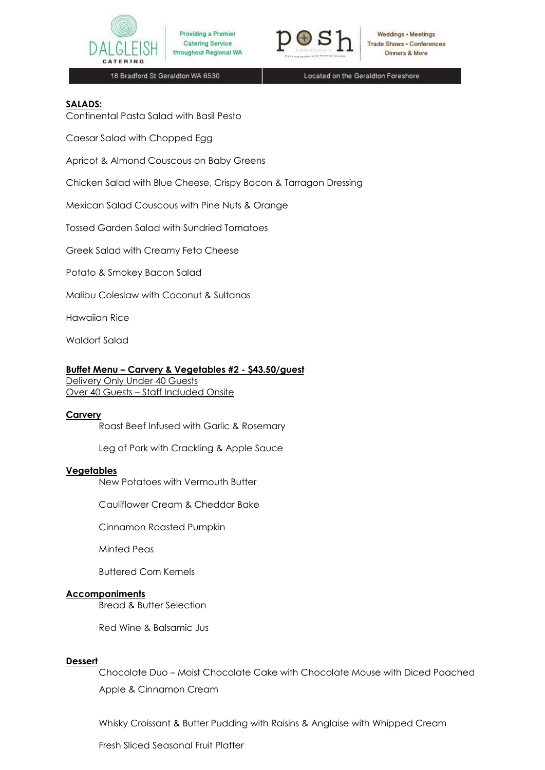**SALADS:**

Continental Pasta Salad with Basil Pesto

Caesar Salad with Chopped Egg

Apricot & Almond Couscous on Baby Greens

Chicken Salad with Blue Cheese, Crispy Bacon & Tarragon Dressing

Mexican Salad Couscous with Pine Nuts & Orange

Tossed Garden Salad with Sundried Tomatoes

Greek Salad with Creamy Feta Cheese

Potato & Smokey Bacon Salad

Malibu Coleslaw with Coconut & Sultanas

Hawaiian Rice

Waldorf Salad

**Buffet Menu – Carvery & Vegetables #2 - $43.50/guest**
Delivery Only Under 40 Guests
Over 40 Guests – Staff Included Onsite

**Carvery**

Roast Beef Infused with Garlic & Rosemary

Leg of Pork with Crackling & Apple Sauce

**Vegetables**

New Potatoes with Vermouth Butter

Cauliflower Cream & Cheddar Bake

Cinnamon Roasted Pumpkin

Minted Peas

Buttered Corn Kernels

**Accompaniments**

Bread & Butter Selection

Red Wine & Balsamic Jus

**Dessert**

Chocolate Duo – Moist Chocolate Cake with Chocolate Mouse with Diced Poached Apple & Cinnamon Cream

Whisky Croissant & Butter Pudding with Raisins & Anglaise with Whipped Cream

Fresh Sliced Seasonal Fruit Platter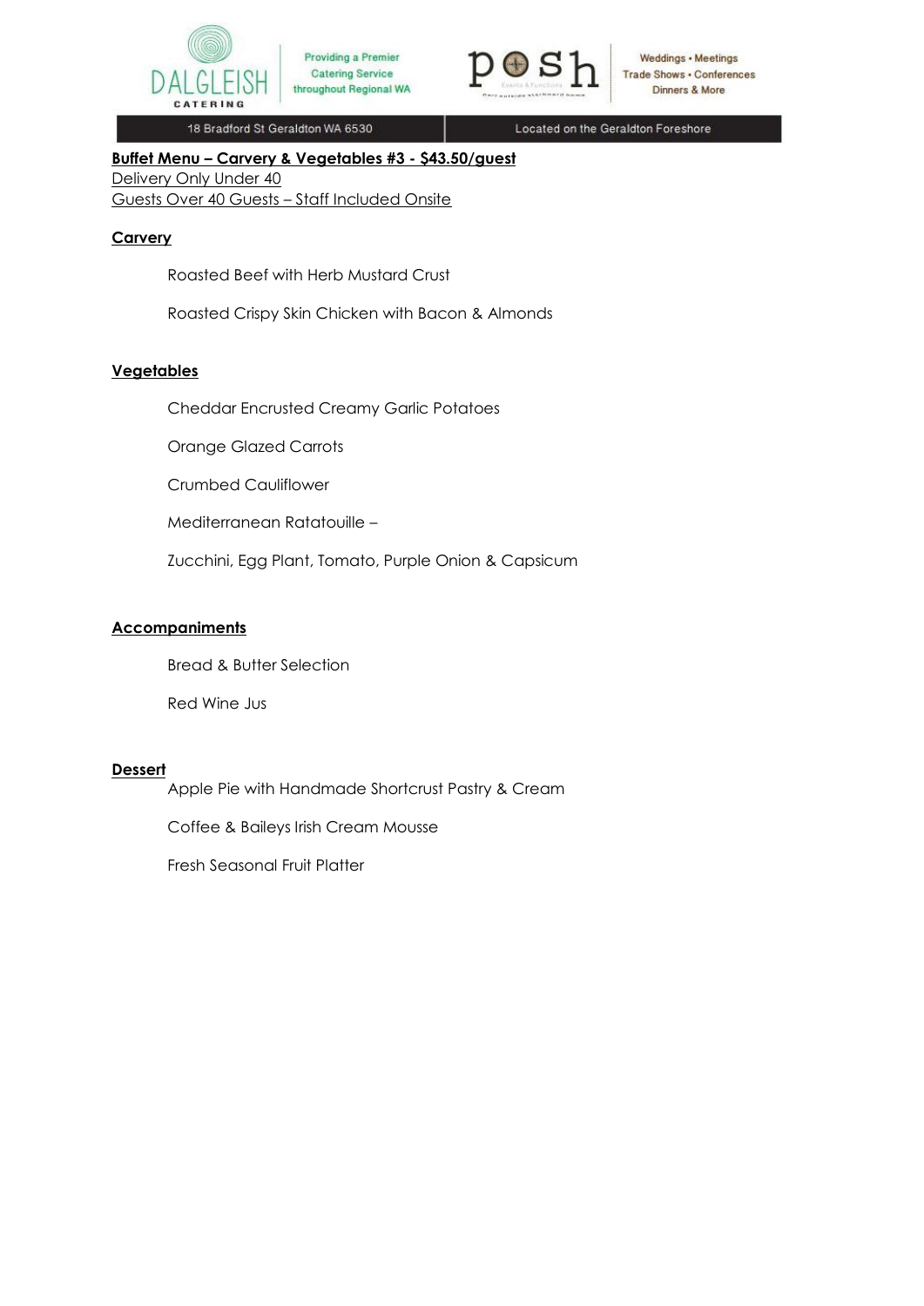**Buffet Menu – Carvery & Vegetables #3 - $43.50/guest**

Delivery Only Under 40

Guests Over 40 Guests – Staff Included Onsite

**Carvery**

Roasted Beef with Herb Mustard Crust

Roasted Crispy Skin Chicken with Bacon & Almonds

**Vegetables**

Cheddar Encrusted Creamy Garlic Potatoes

Orange Glazed Carrots

Crumbed Cauliflower

Mediterranean Ratatouille –

Zucchini, Egg Plant, Tomato, Purple Onion & Capsicum

**Accompaniments**

Bread & Butter Selection

Red Wine Jus

**Dessert**

Apple Pie with Handmade Shortcrust Pastry & Cream

Coffee & Baileys Irish Cream Mousse

Fresh Seasonal Fruit Platter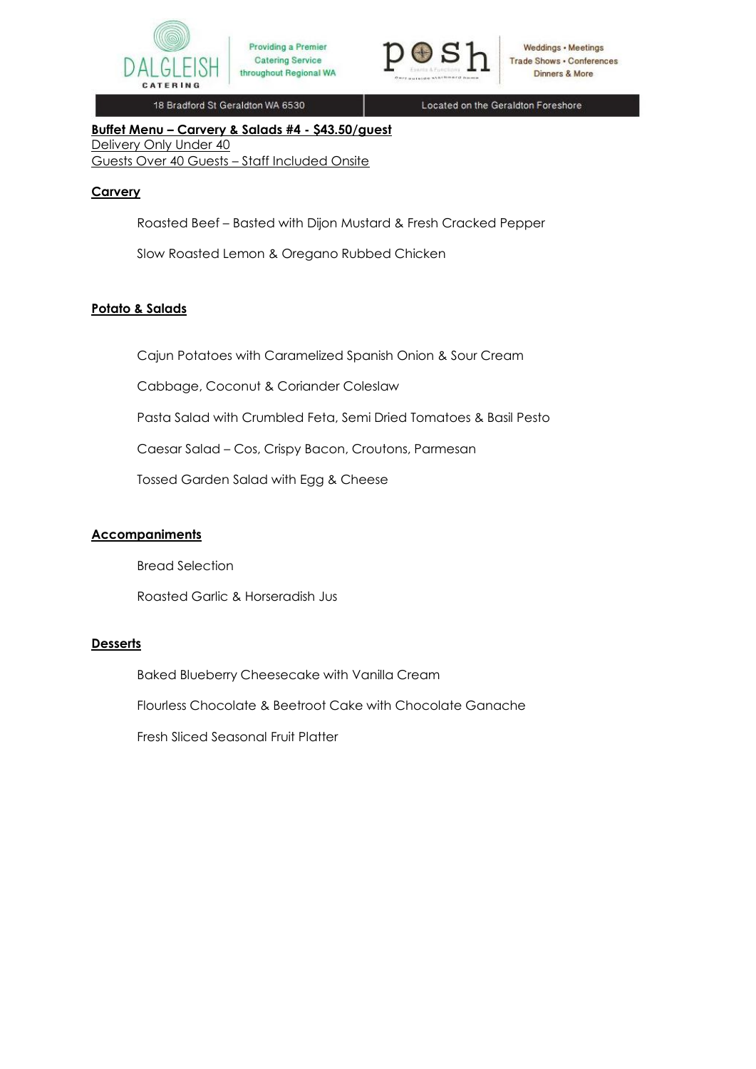DALGLEISH CATERING | Providing a Premier Catering Service throughout Regional WA

posh | Weddings • Meetings Trade Shows • Conferences Dinners & More

18 Bradford St Geraldton WA 6530 | Located on the Geraldton Foreshore

**Buffet Menu – Carvery & Salads #4 - $43.50/guest**
Delivery Only Under 40
Guests Over 40 Guests – Staff Included Onsite

**Carvery**

Roasted Beef – Basted with Dijon Mustard & Fresh Cracked Pepper

Slow Roasted Lemon & Oregano Rubbed Chicken

**Potato & Salads**

Cajun Potatoes with Caramelized Spanish Onion & Sour Cream

Cabbage, Coconut & Coriander Coleslaw

Pasta Salad with Crumbled Feta, Semi Dried Tomatoes & Basil Pesto

Caesar Salad – Cos, Crispy Bacon, Croutons, Parmesan

Tossed Garden Salad with Egg & Cheese

**Accompaniments**

Bread Selection

Roasted Garlic & Horseradish Jus

**Desserts**

Baked Blueberry Cheesecake with Vanilla Cream

Flourless Chocolate & Beetroot Cake with Chocolate Ganache

Fresh Sliced Seasonal Fruit Platter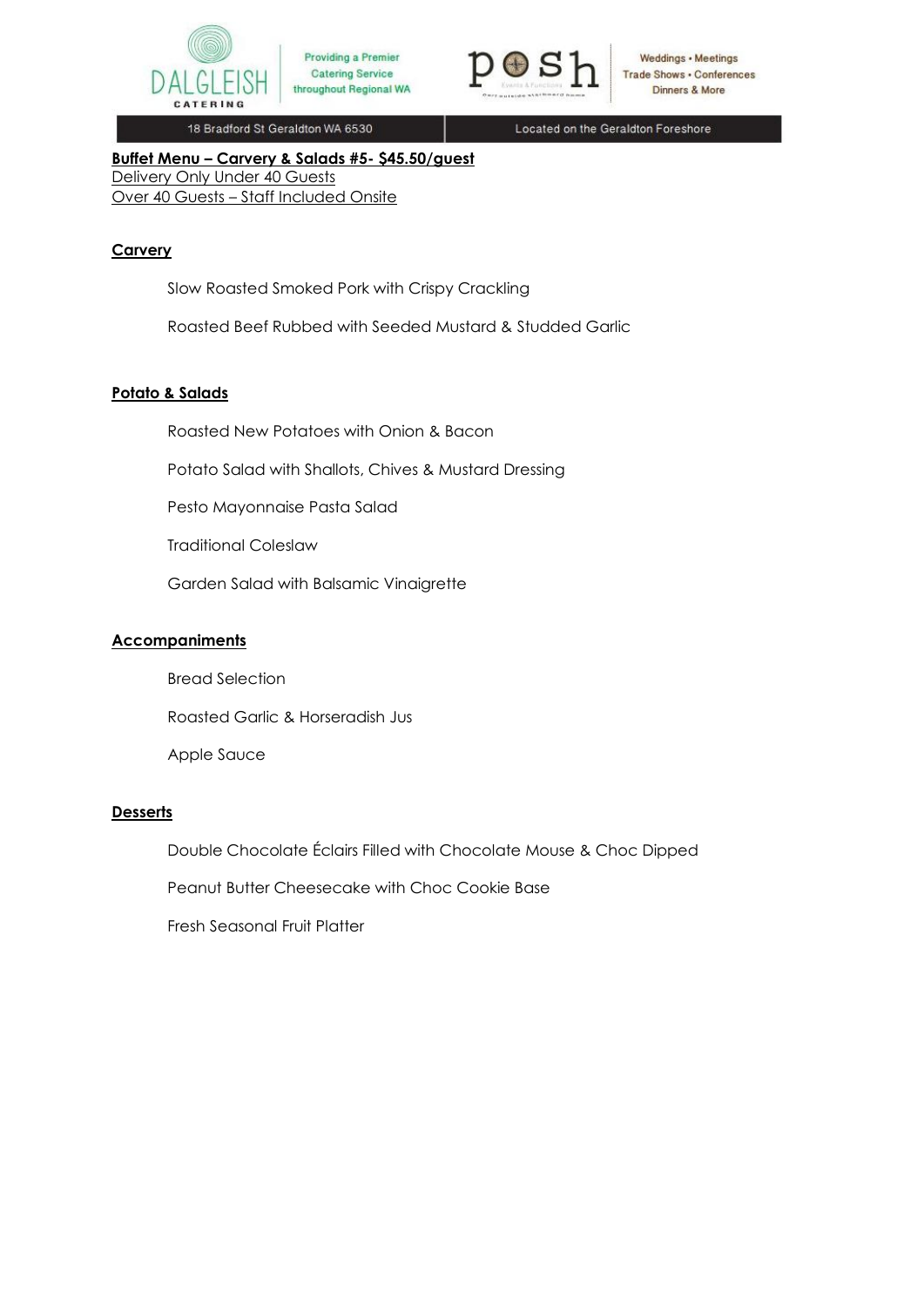**Buffet Menu – Carvery & Salads #5- $45.50/guest**

Delivery Only Under 40 Guests

Over 40 Guests – Staff Included Onsite

## Carvery

Slow Roasted Smoked Pork with Crispy Crackling

Roasted Beef Rubbed with Seeded Mustard & Studded Garlic

## Potato & Salads

Roasted New Potatoes with Onion & Bacon

Potato Salad with Shallots, Chives & Mustard Dressing

Pesto Mayonnaise Pasta Salad

Traditional Coleslaw

Garden Salad with Balsamic Vinaigrette

## Accompaniments

Bread Selection

Roasted Garlic & Horseradish Jus

Apple Sauce

## Desserts

Double Chocolate Éclairs Filled with Chocolate Mouse & Choc Dipped

Peanut Butter Cheesecake with Choc Cookie Base

Fresh Seasonal Fruit Platter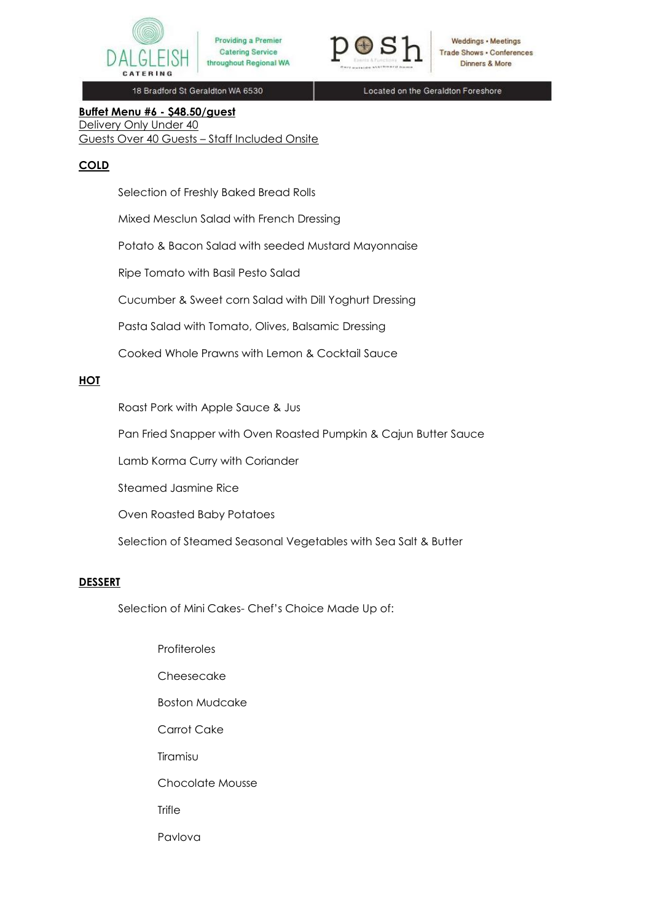**Buffet Menu #6 - $48.50/guest**
Delivery Only Under 40
Guests Over 40 Guests – Staff Included Onsite

**COLD**

Selection of Freshly Baked Bread Rolls

Mixed Mesclun Salad with French Dressing

Potato & Bacon Salad with seeded Mustard Mayonnaise

Ripe Tomato with Basil Pesto Salad

Cucumber & Sweet corn Salad with Dill Yoghurt Dressing

Pasta Salad with Tomato, Olives, Balsamic Dressing

Cooked Whole Prawns with Lemon & Cocktail Sauce

**HOT**

Roast Pork with Apple Sauce & Jus

Pan Fried Snapper with Oven Roasted Pumpkin & Cajun Butter Sauce

Lamb Korma Curry with Coriander

Steamed Jasmine Rice

Oven Roasted Baby Potatoes

Selection of Steamed Seasonal Vegetables with Sea Salt & Butter

**DESSERT**

Selection of Mini Cakes- Chef's Choice Made Up of:

- Profiteroles
- Cheesecake
- Boston Mudcake
- Carrot Cake
- Tiramisu
- Chocolate Mousse
- Trifle
- Pavlova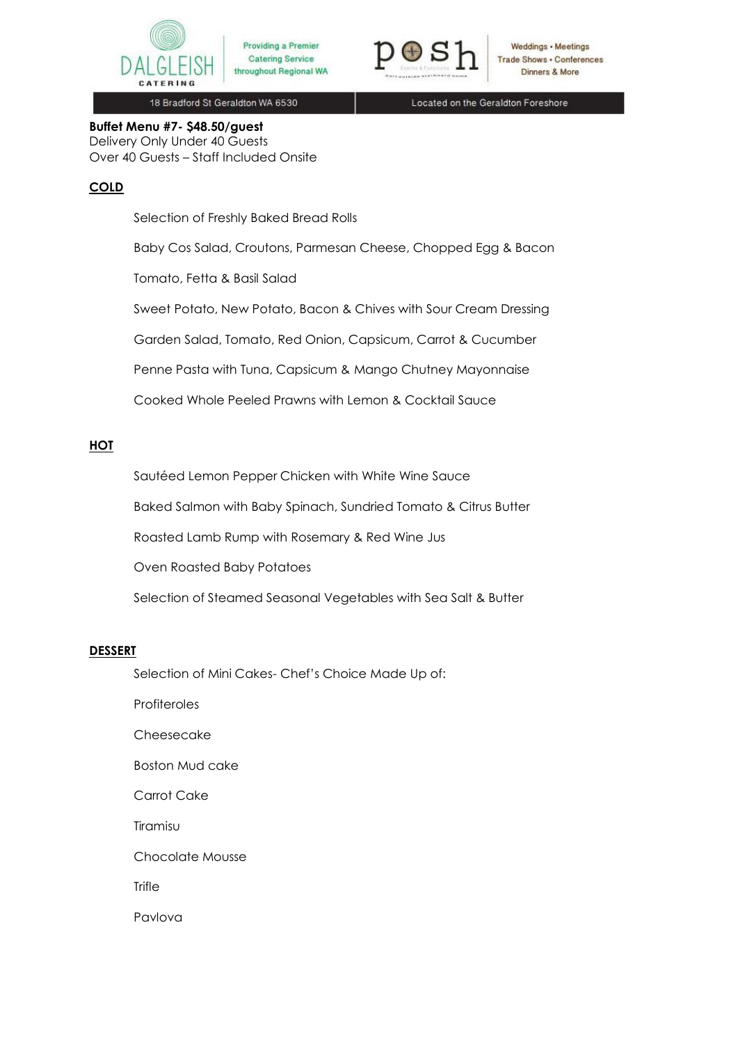**Buffet Menu #7- $48.50/guest**
Delivery Only Under 40 Guests
Over 40 Guests – Staff Included Onsite

## COLD

Selection of Freshly Baked Bread Rolls

Baby Cos Salad, Croutons, Parmesan Cheese, Chopped Egg & Bacon

Tomato, Fetta & Basil Salad

Sweet Potato, New Potato, Bacon & Chives with Sour Cream Dressing

Garden Salad, Tomato, Red Onion, Capsicum, Carrot & Cucumber

Penne Pasta with Tuna, Capsicum & Mango Chutney Mayonnaise

Cooked Whole Peeled Prawns with Lemon & Cocktail Sauce

## HOT

Sautéed Lemon Pepper Chicken with White Wine Sauce

Baked Salmon with Baby Spinach, Sundried Tomato & Citrus Butter

Roasted Lamb Rump with Rosemary & Red Wine Jus

Oven Roasted Baby Potatoes

Selection of Steamed Seasonal Vegetables with Sea Salt & Butter

## DESSERT

Selection of Mini Cakes- Chef's Choice Made Up of:

Profiteroles

Cheesecake

Boston Mud cake

Carrot Cake

Tiramisu

Chocolate Mousse

Trifle

Pavlova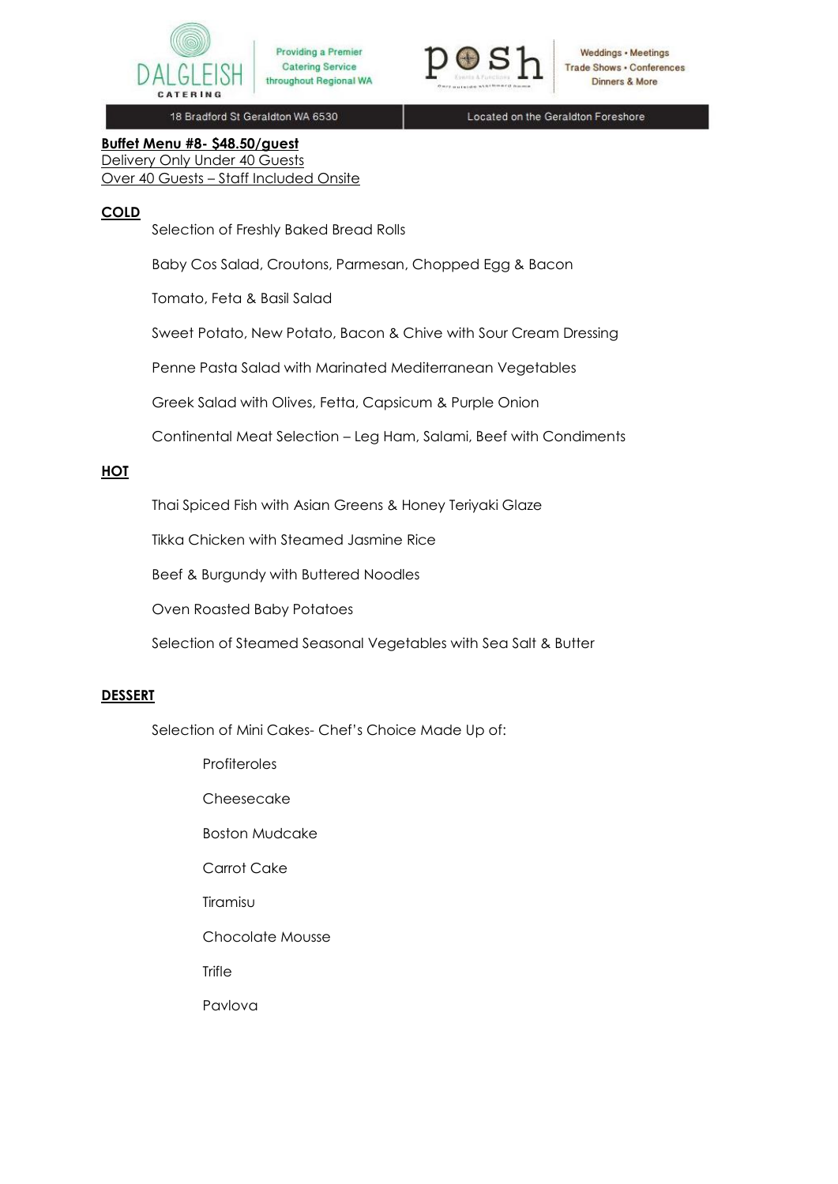**Buffet Menu #8- $48.50/guest**
Delivery Only Under 40 Guests
Over 40 Guests – Staff Included Onsite

**COLD**

Selection of Freshly Baked Bread Rolls

Baby Cos Salad, Croutons, Parmesan, Chopped Egg & Bacon

Tomato, Feta & Basil Salad

Sweet Potato, New Potato, Bacon & Chive with Sour Cream Dressing

Penne Pasta Salad with Marinated Mediterranean Vegetables

Greek Salad with Olives, Fetta, Capsicum & Purple Onion

Continental Meat Selection – Leg Ham, Salami, Beef with Condiments

**HOT**

Thai Spiced Fish with Asian Greens & Honey Teriyaki Glaze

Tikka Chicken with Steamed Jasmine Rice

Beef & Burgundy with Buttered Noodles

Oven Roasted Baby Potatoes

Selection of Steamed Seasonal Vegetables with Sea Salt & Butter

**DESSERT**

Selection of Mini Cakes- Chef's Choice Made Up of:

- Profiteroles
- Cheesecake
- Boston Mudcake
- Carrot Cake
- Tiramisu
- Chocolate Mousse
- Trifle
- Pavlova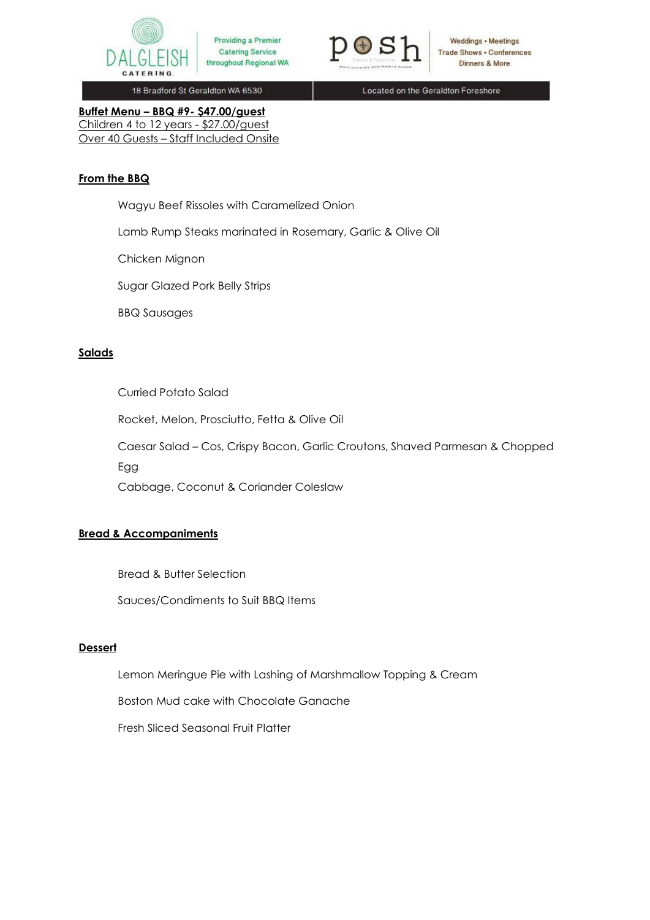Providing a Premier Catering Service throughout Regional WA

Weddings • Meetings
Trade Shows • Conferences
Dinners & More

18 Bradford St Geraldton WA 6530

Located on the Geraldton Foreshore

**Buffet Menu – BBQ #9- $47.00/guest**
Children 4 to 12 years - $27.00/guest
Over 40 Guests – Staff Included Onsite

**From the BBQ**

Wagyu Beef Rissoles with Caramelized Onion

Lamb Rump Steaks marinated in Rosemary, Garlic & Olive Oil

Chicken Mignon

Sugar Glazed Pork Belly Strips

BBQ Sausages

**Salads**

Curried Potato Salad

Rocket, Melon, Prosciutto, Fetta & Olive Oil

Caesar Salad – Cos, Crispy Bacon, Garlic Croutons, Shaved Parmesan & Chopped Egg

Cabbage, Coconut & Coriander Coleslaw

**Bread & Accompaniments**

Bread & Butter Selection

Sauces/Condiments to Suit BBQ Items

**Dessert**

Lemon Meringue Pie with Lashing of Marshmallow Topping & Cream

Boston Mud cake with Chocolate Ganache

Fresh Sliced Seasonal Fruit Platter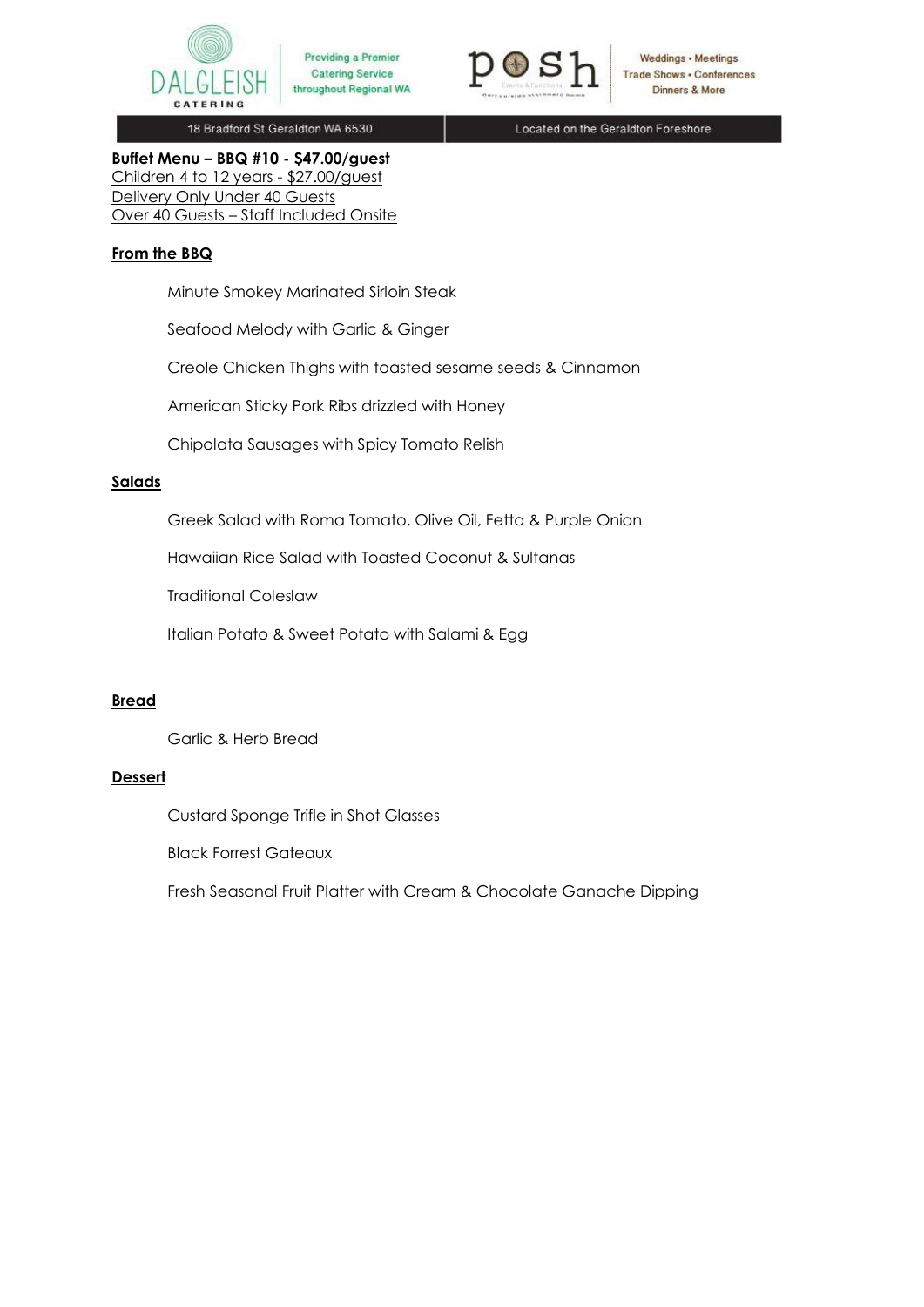**Buffet Menu – BBQ #10 - $47.00/guest**
Children 4 to 12 years - $27.00/guest
Delivery Only Under 40 Guests
Over 40 Guests – Staff Included Onsite

**From the BBQ**

Minute Smokey Marinated Sirloin Steak

Seafood Melody with Garlic & Ginger

Creole Chicken Thighs with toasted sesame seeds & Cinnamon

American Sticky Pork Ribs drizzled with Honey

Chipolata Sausages with Spicy Tomato Relish

**Salads**

Greek Salad with Roma Tomato, Olive Oil, Fetta & Purple Onion

Hawaiian Rice Salad with Toasted Coconut & Sultanas

Traditional Coleslaw

Italian Potato & Sweet Potato with Salami & Egg

**Bread**

Garlic & Herb Bread

**Dessert**

Custard Sponge Trifle in Shot Glasses

Black Forrest Gateaux

Fresh Seasonal Fruit Platter with Cream & Chocolate Ganache Dipping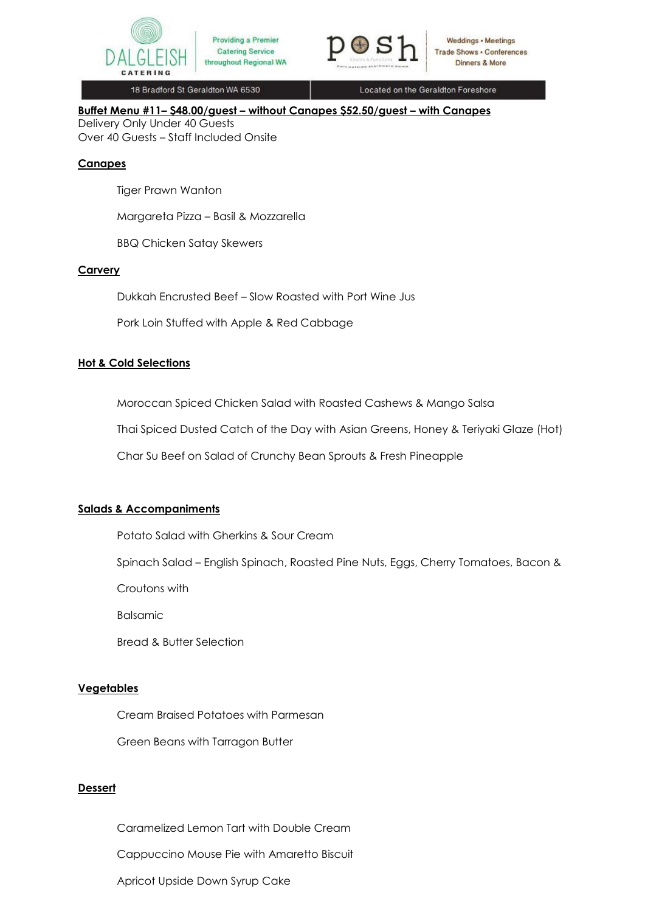DALGLEISH CATERING | Providing a Premier Catering Service throughout Regional WA

posh | Weddings • Meetings Trade Shows • Conferences Dinners & More

18 Bradford St Geraldton WA 6530 | Located on the Geraldton Foreshore

**Buffet Menu #11– $48.00/guest – without Canapes $52.50/guest – with Canapes**

Delivery Only Under 40 Guests

Over 40 Guests – Staff Included Onsite

**Canapes**

Tiger Prawn Wanton

Margareta Pizza – Basil & Mozzarella

BBQ Chicken Satay Skewers

**Carvery**

Dukkah Encrusted Beef – Slow Roasted with Port Wine Jus

Pork Loin Stuffed with Apple & Red Cabbage

**Hot & Cold Selections**

Moroccan Spiced Chicken Salad with Roasted Cashews & Mango Salsa

Thai Spiced Dusted Catch of the Day with Asian Greens, Honey & Teriyaki Glaze (Hot)

Char Su Beef on Salad of Crunchy Bean Sprouts & Fresh Pineapple

**Salads & Accompaniments**

Potato Salad with Gherkins & Sour Cream

Spinach Salad – English Spinach, Roasted Pine Nuts, Eggs, Cherry Tomatoes, Bacon &

Croutons with

Balsamic

Bread & Butter Selection

**Vegetables**

Cream Braised Potatoes with Parmesan

Green Beans with Tarragon Butter

**Dessert**

Caramelized Lemon Tart with Double Cream

Cappuccino Mouse Pie with Amaretto Biscuit

Apricot Upside Down Syrup Cake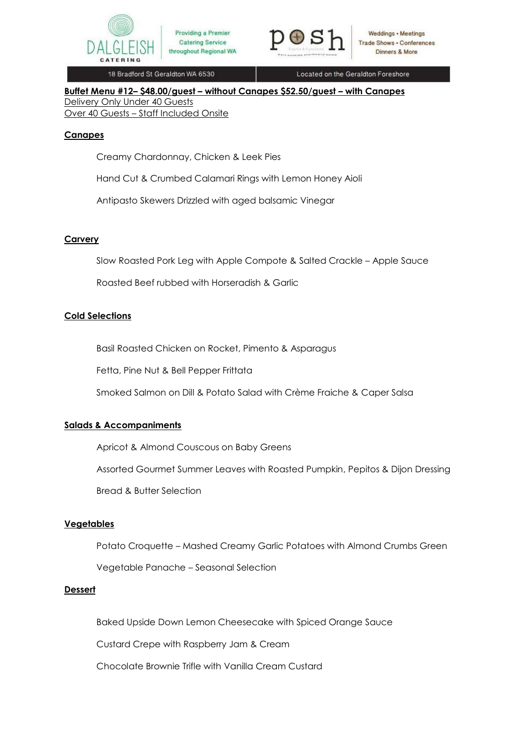Dalgleish Catering — Providing a Premier Catering Service throughout Regional WA

posh — Weddings • Meetings, Trade Shows • Conferences, Dinners & More

18 Bradford St Geraldton WA 6530 | Located on the Geraldton Foreshore

**Buffet Menu #12– $48.00/guest – without Canapes $52.50/guest – with Canapes**
Delivery Only Under 40 Guests
Over 40 Guests – Staff Included Onsite

## Canapes

Creamy Chardonnay, Chicken & Leek Pies

Hand Cut & Crumbed Calamari Rings with Lemon Honey Aioli

Antipasto Skewers Drizzled with aged balsamic Vinegar

## Carvery

Slow Roasted Pork Leg with Apple Compote & Salted Crackle – Apple Sauce

Roasted Beef rubbed with Horseradish & Garlic

## Cold Selections

Basil Roasted Chicken on Rocket, Pimento & Asparagus

Fetta, Pine Nut & Bell Pepper Frittata

Smoked Salmon on Dill & Potato Salad with Crème Fraiche & Caper Salsa

## Salads & Accompaniments

Apricot & Almond Couscous on Baby Greens

Assorted Gourmet Summer Leaves with Roasted Pumpkin, Pepitos & Dijon Dressing

Bread & Butter Selection

## Vegetables

Potato Croquette – Mashed Creamy Garlic Potatoes with Almond Crumbs Green

Vegetable Panache – Seasonal Selection

## Dessert

Baked Upside Down Lemon Cheesecake with Spiced Orange Sauce

Custard Crepe with Raspberry Jam & Cream

Chocolate Brownie Trifle with Vanilla Cream Custard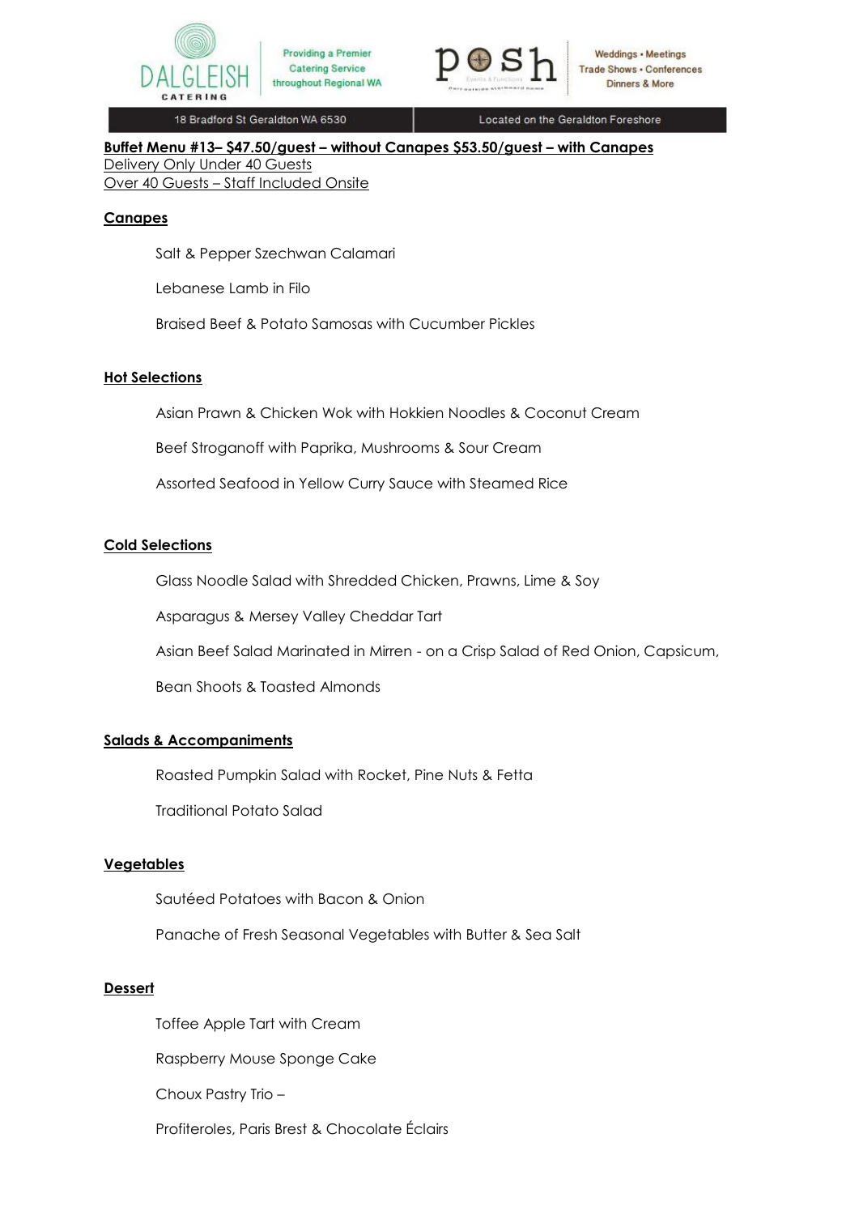Dalgleish Catering — Providing a Premier Catering Service throughout Regional WA

Posh — Weddings • Meetings • Trade Shows • Conferences • Dinners & More

18 Bradford St Geraldton WA 6530 | Located on the Geraldton Foreshore

**Buffet Menu #13– $47.50/guest – without Canapes $53.50/guest – with Canapes**

Delivery Only Under 40 Guests

Over 40 Guests – Staff Included Onsite

## Canapes

Salt & Pepper Szechwan Calamari

Lebanese Lamb in Filo

Braised Beef & Potato Samosas with Cucumber Pickles

## Hot Selections

Asian Prawn & Chicken Wok with Hokkien Noodles & Coconut Cream

Beef Stroganoff with Paprika, Mushrooms & Sour Cream

Assorted Seafood in Yellow Curry Sauce with Steamed Rice

## Cold Selections

Glass Noodle Salad with Shredded Chicken, Prawns, Lime & Soy

Asparagus & Mersey Valley Cheddar Tart

Asian Beef Salad Marinated in Mirren - on a Crisp Salad of Red Onion, Capsicum, Bean Shoots & Toasted Almonds

## Salads & Accompaniments

Roasted Pumpkin Salad with Rocket, Pine Nuts & Fetta

Traditional Potato Salad

## Vegetables

Sautéed Potatoes with Bacon & Onion

Panache of Fresh Seasonal Vegetables with Butter & Sea Salt

## Dessert

Toffee Apple Tart with Cream

Raspberry Mouse Sponge Cake

Choux Pastry Trio –

Profiteroles, Paris Brest & Chocolate Éclairs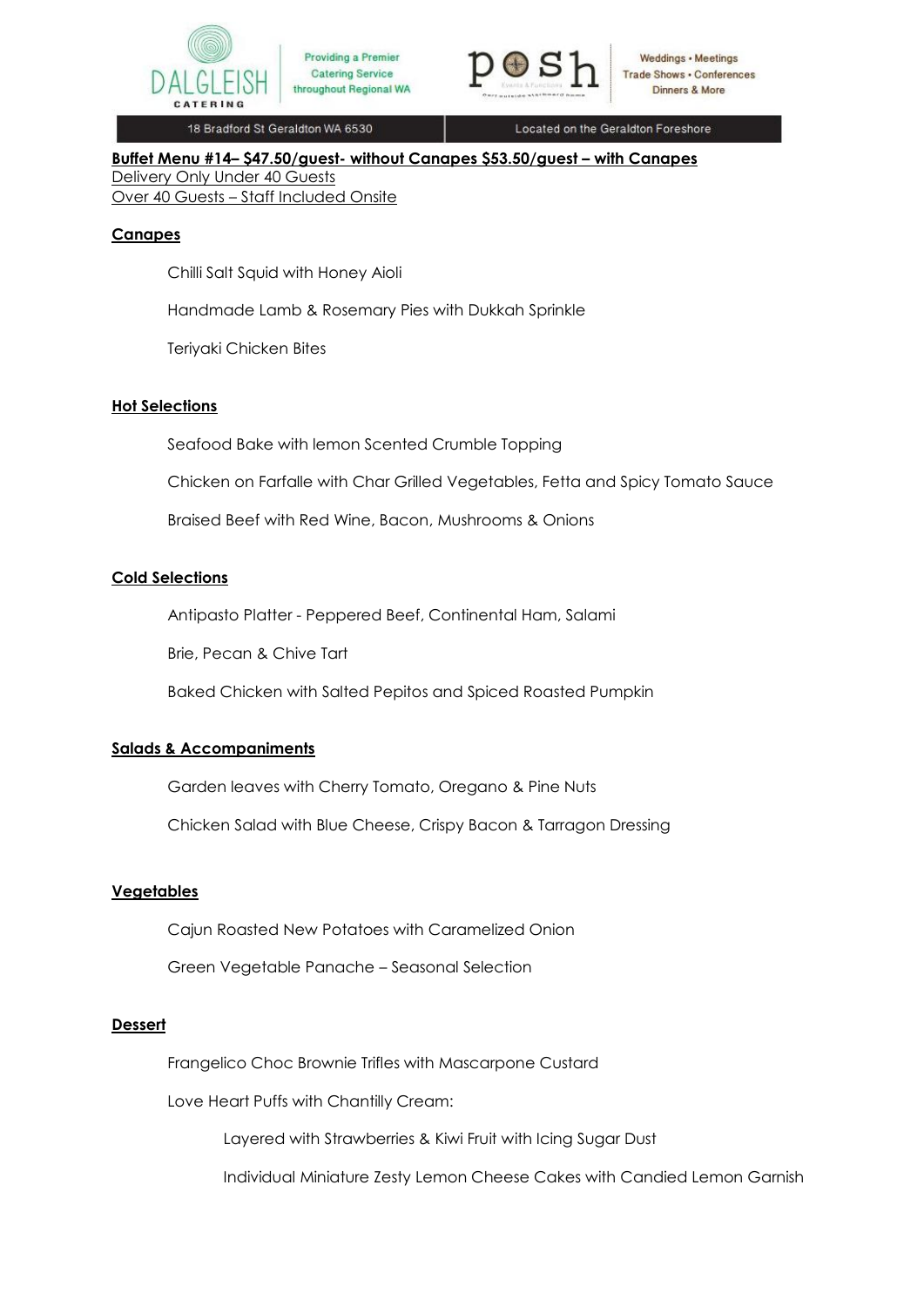Dalgleish Catering — Providing a Premier Catering Service throughout Regional WA
posh — Weddings • Meetings • Trade Shows • Conferences • Dinners & More

18 Bradford St Geraldton WA 6530 | Located on the Geraldton Foreshore

**Buffet Menu #14– $47.50/guest- without Canapes $53.50/guest – with Canapes**

Delivery Only Under 40 Guests

Over 40 Guests – Staff Included Onsite

## Canapes

Chilli Salt Squid with Honey Aioli

Handmade Lamb & Rosemary Pies with Dukkah Sprinkle

Teriyaki Chicken Bites

## Hot Selections

Seafood Bake with lemon Scented Crumble Topping

Chicken on Farfalle with Char Grilled Vegetables, Fetta and Spicy Tomato Sauce

Braised Beef with Red Wine, Bacon, Mushrooms & Onions

## Cold Selections

Antipasto Platter - Peppered Beef, Continental Ham, Salami

Brie, Pecan & Chive Tart

Baked Chicken with Salted Pepitos and Spiced Roasted Pumpkin

## Salads & Accompaniments

Garden leaves with Cherry Tomato, Oregano & Pine Nuts

Chicken Salad with Blue Cheese, Crispy Bacon & Tarragon Dressing

## Vegetables

Cajun Roasted New Potatoes with Caramelized Onion

Green Vegetable Panache – Seasonal Selection

## Dessert

Frangelico Choc Brownie Trifles with Mascarpone Custard

Love Heart Puffs with Chantilly Cream:

- Layered with Strawberries & Kiwi Fruit with Icing Sugar Dust
- Individual Miniature Zesty Lemon Cheese Cakes with Candied Lemon Garnish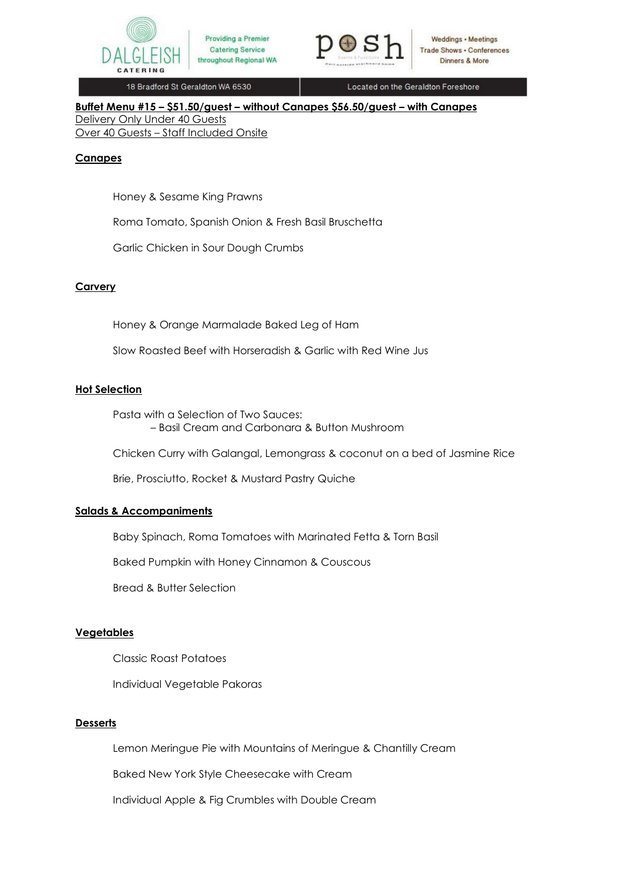DALGLEISH CATERING

Providing a Premier Catering Service throughout Regional WA

posh Events & Functions

Weddings • Meetings
Trade Shows • Conferences
Dinners & More

18 Bradford St Geraldton WA 6530

Located on the Geraldton Foreshore

**Buffet Menu #15 – $51.50/guest – without Canapes $56.50/guest – with Canapes**
Delivery Only Under 40 Guests
Over 40 Guests – Staff Included Onsite

**Canapes**

Honey & Sesame King Prawns

Roma Tomato, Spanish Onion & Fresh Basil Bruschetta

Garlic Chicken in Sour Dough Crumbs

**Carvery**

Honey & Orange Marmalade Baked Leg of Ham

Slow Roasted Beef with Horseradish & Garlic with Red Wine Jus

**Hot Selection**

Pasta with a Selection of Two Sauces:
– Basil Cream and Carbonara & Button Mushroom

Chicken Curry with Galangal, Lemongrass & coconut on a bed of Jasmine Rice

Brie, Prosciutto, Rocket & Mustard Pastry Quiche

**Salads & Accompaniments**

Baby Spinach, Roma Tomatoes with Marinated Fetta & Torn Basil

Baked Pumpkin with Honey Cinnamon & Couscous

Bread & Butter Selection

**Vegetables**

Classic Roast Potatoes

Individual Vegetable Pakoras

**Desserts**

Lemon Meringue Pie with Mountains of Meringue & Chantilly Cream

Baked New York Style Cheesecake with Cream

Individual Apple & Fig Crumbles with Double Cream